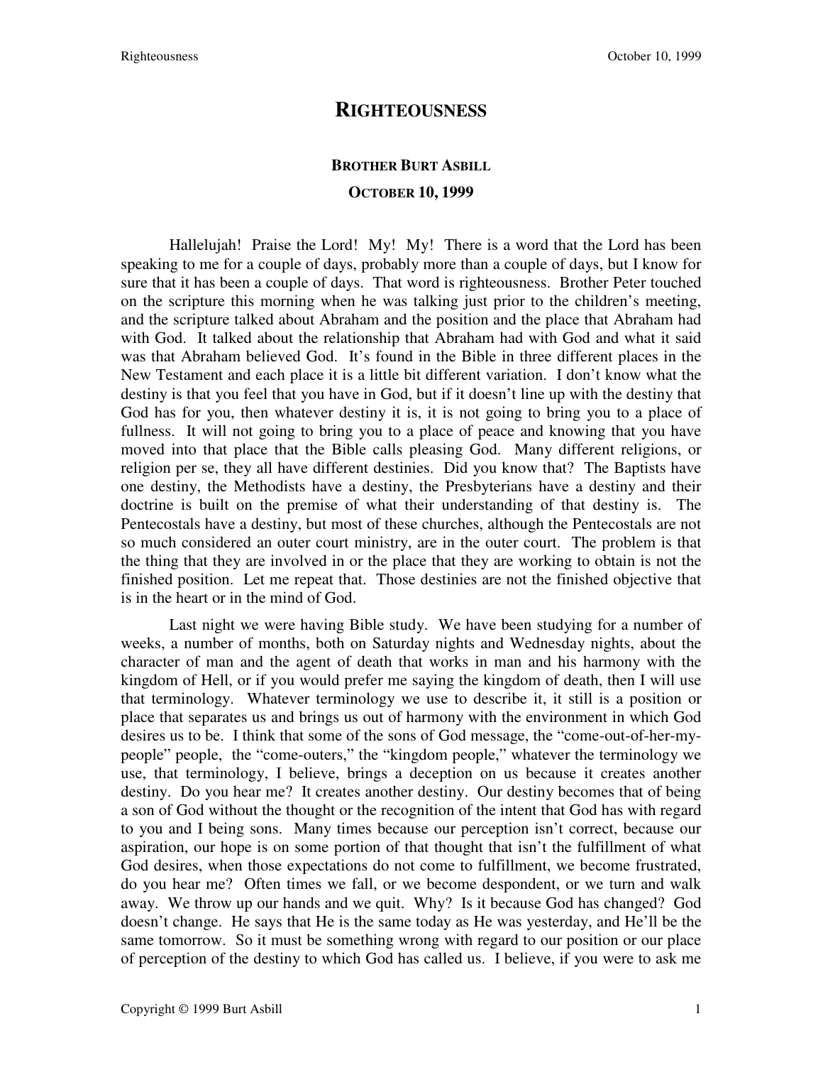# RIGHTEOUSNESS

**BROTHER BURT ASBILL**

**OCTOBER 10, 1999**

Hallelujah! Praise the Lord! My! My! There is a word that the Lord has been speaking to me for a couple of days, probably more than a couple of days, but I know for sure that it has been a couple of days. That word is righteousness. Brother Peter touched on the scripture this morning when he was talking just prior to the children's meeting, and the scripture talked about Abraham and the position and the place that Abraham had with God. It talked about the relationship that Abraham had with God and what it said was that Abraham believed God. It's found in the Bible in three different places in the New Testament and each place it is a little bit different variation. I don't know what the destiny is that you feel that you have in God, but if it doesn't line up with the destiny that God has for you, then whatever destiny it is, it is not going to bring you to a place of fullness. It will not going to bring you to a place of peace and knowing that you have moved into that place that the Bible calls pleasing God. Many different religions, or religion per se, they all have different destinies. Did you know that? The Baptists have one destiny, the Methodists have a destiny, the Presbyterians have a destiny and their doctrine is built on the premise of what their understanding of that destiny is. The Pentecostals have a destiny, but most of these churches, although the Pentecostals are not so much considered an outer court ministry, are in the outer court. The problem is that the thing that they are involved in or the place that they are working to obtain is not the finished position. Let me repeat that. Those destinies are not the finished objective that is in the heart or in the mind of God.

Last night we were having Bible study. We have been studying for a number of weeks, a number of months, both on Saturday nights and Wednesday nights, about the character of man and the agent of death that works in man and his harmony with the kingdom of Hell, or if you would prefer me saying the kingdom of death, then I will use that terminology. Whatever terminology we use to describe it, it still is a position or place that separates us and brings us out of harmony with the environment in which God desires us to be. I think that some of the sons of God message, the "come-out-of-her-my-people" people, the "come-outers," the "kingdom people," whatever the terminology we use, that terminology, I believe, brings a deception on us because it creates another destiny. Do you hear me? It creates another destiny. Our destiny becomes that of being a son of God without the thought or the recognition of the intent that God has with regard to you and I being sons. Many times because our perception isn't correct, because our aspiration, our hope is on some portion of that thought that isn't the fulfillment of what God desires, when those expectations do not come to fulfillment, we become frustrated, do you hear me? Often times we fall, or we become despondent, or we turn and walk away. We throw up our hands and we quit. Why? Is it because God has changed? God doesn't change. He says that He is the same today as He was yesterday, and He'll be the same tomorrow. So it must be something wrong with regard to our position or our place of perception of the destiny to which God has called us. I believe, if you were to ask me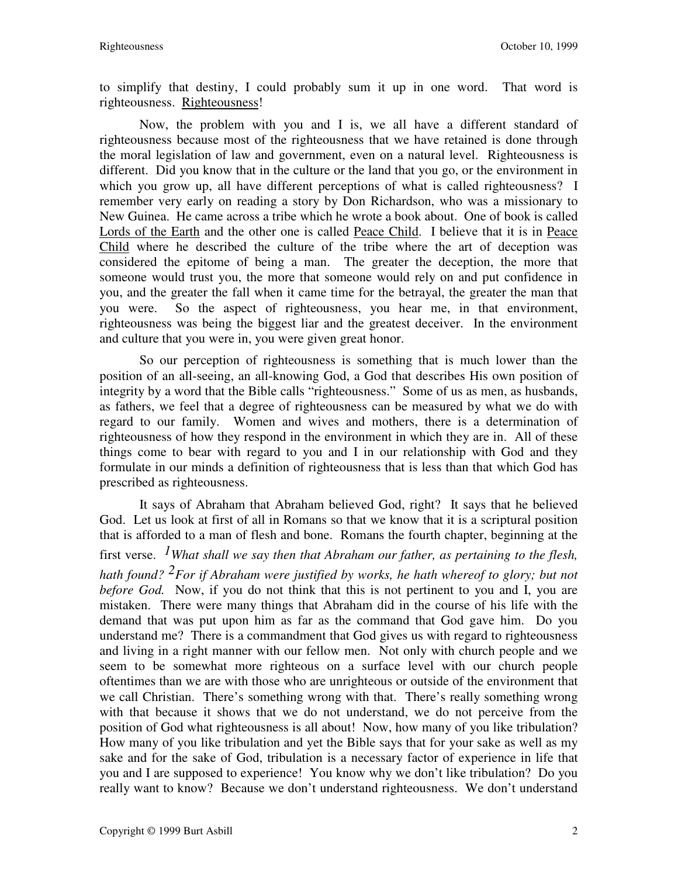to simplify that destiny, I could probably sum it up in one word. That word is righteousness. <u>Righteousness</u>!

Now, the problem with you and I is, we all have a different standard of righteousness because most of the righteousness that we have retained is done through the moral legislation of law and government, even on a natural level. Righteousness is different. Did you know that in the culture or the land that you go, or the environment in which you grow up, all have different perceptions of what is called righteousness? I remember very early on reading a story by Don Richardson, who was a missionary to New Guinea. He came across a tribe which he wrote a book about. One of book is called <u>Lords of the Earth</u> and the other one is called <u>Peace Child</u>. I believe that it is in <u>Peace Child</u> where he described the culture of the tribe where the art of deception was considered the epitome of being a man. The greater the deception, the more that someone would trust you, the more that someone would rely on and put confidence in you, and the greater the fall when it came time for the betrayal, the greater the man that you were. So the aspect of righteousness, you hear me, in that environment, righteousness was being the biggest liar and the greatest deceiver. In the environment and culture that you were in, you were given great honor.

So our perception of righteousness is something that is much lower than the position of an all-seeing, an all-knowing God, a God that describes His own position of integrity by a word that the Bible calls "righteousness." Some of us as men, as husbands, as fathers, we feel that a degree of righteousness can be measured by what we do with regard to our family. Women and wives and mothers, there is a determination of righteousness of how they respond in the environment in which they are in. All of these things come to bear with regard to you and I in our relationship with God and they formulate in our minds a definition of righteousness that is less than that which God has prescribed as righteousness.

It says of Abraham that Abraham believed God, right? It says that he believed God. Let us look at first of all in Romans so that we know that it is a scriptural position that is afforded to a man of flesh and bone. Romans the fourth chapter, beginning at the first verse. *1What shall we say then that Abraham our father, as pertaining to the flesh, hath found? 2For if Abraham were justified by works, he hath whereof to glory; but not before God.* Now, if you do not think that this is not pertinent to you and I, you are mistaken. There were many things that Abraham did in the course of his life with the demand that was put upon him as far as the command that God gave him. Do you understand me? There is a commandment that God gives us with regard to righteousness and living in a right manner with our fellow men. Not only with church people and we seem to be somewhat more righteous on a surface level with our church people oftentimes than we are with those who are unrighteous or outside of the environment that we call Christian. There's something wrong with that. There's really something wrong with that because it shows that we do not understand, we do not perceive from the position of God what righteousness is all about! Now, how many of you like tribulation? How many of you like tribulation and yet the Bible says that for your sake as well as my sake and for the sake of God, tribulation is a necessary factor of experience in life that you and I are supposed to experience! You know why we don't like tribulation? Do you really want to know? Because we don't understand righteousness. We don't understand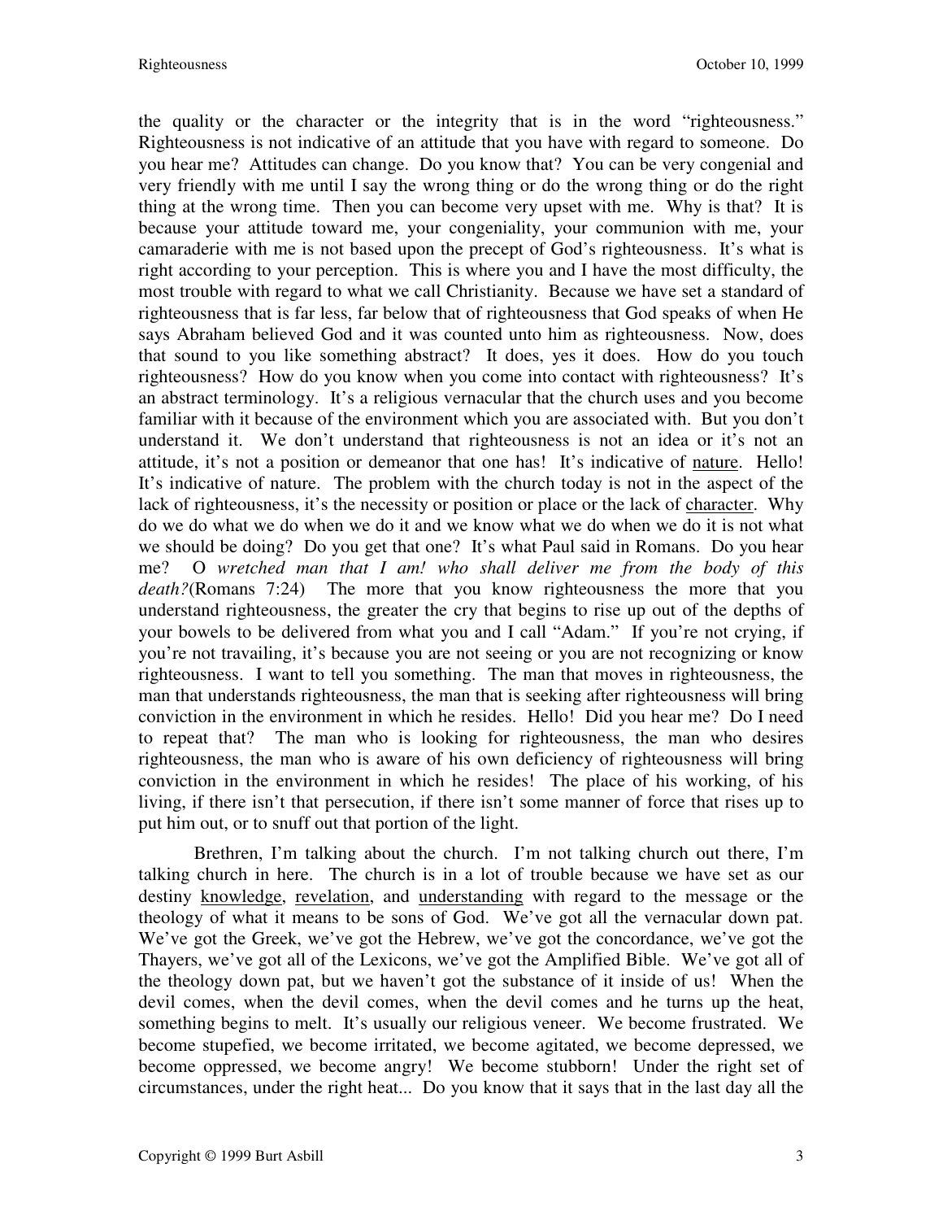the quality or the character or the integrity that is in the word "righteousness." Righteousness is not indicative of an attitude that you have with regard to someone. Do you hear me? Attitudes can change. Do you know that? You can be very congenial and very friendly with me until I say the wrong thing or do the wrong thing or do the right thing at the wrong time. Then you can become very upset with me. Why is that? It is because your attitude toward me, your congeniality, your communion with me, your camaraderie with me is not based upon the precept of God's righteousness. It's what is right according to your perception. This is where you and I have the most difficulty, the most trouble with regard to what we call Christianity. Because we have set a standard of righteousness that is far less, far below that of righteousness that God speaks of when He says Abraham believed God and it was counted unto him as righteousness. Now, does that sound to you like something abstract? It does, yes it does. How do you touch righteousness? How do you know when you come into contact with righteousness? It's an abstract terminology. It's a religious vernacular that the church uses and you become familiar with it because of the environment which you are associated with. But you don't understand it. We don't understand that righteousness is not an idea or it's not an attitude, it's not a position or demeanor that one has! It's indicative of <u>nature</u>. Hello! It's indicative of nature. The problem with the church today is not in the aspect of the lack of righteousness, it's the necessity or position or place or the lack of <u>character</u>. Why do we do what we do when we do it and we know what we do when we do it is not what we should be doing? Do you get that one? It's what Paul said in Romans. Do you hear me? O *wretched man that I am! who shall deliver me from the body of this death?*(Romans 7:24) The more that you know righteousness the more that you understand righteousness, the greater the cry that begins to rise up out of the depths of your bowels to be delivered from what you and I call "Adam." If you're not crying, if you're not travailing, it's because you are not seeing or you are not recognizing or know righteousness. I want to tell you something. The man that moves in righteousness, the man that understands righteousness, the man that is seeking after righteousness will bring conviction in the environment in which he resides. Hello! Did you hear me? Do I need to repeat that? The man who is looking for righteousness, the man who desires righteousness, the man who is aware of his own deficiency of righteousness will bring conviction in the environment in which he resides! The place of his working, of his living, if there isn't that persecution, if there isn't some manner of force that rises up to put him out, or to snuff out that portion of the light.

Brethren, I'm talking about the church. I'm not talking church out there, I'm talking church in here. The church is in a lot of trouble because we have set as our destiny <u>knowledge</u>, <u>revelation</u>, and <u>understanding</u> with regard to the message or the theology of what it means to be sons of God. We've got all the vernacular down pat. We've got the Greek, we've got the Hebrew, we've got the concordance, we've got the Thayers, we've got all of the Lexicons, we've got the Amplified Bible. We've got all of the theology down pat, but we haven't got the substance of it inside of us! When the devil comes, when the devil comes, when the devil comes and he turns up the heat, something begins to melt. It's usually our religious veneer. We become frustrated. We become stupefied, we become irritated, we become agitated, we become depressed, we become oppressed, we become angry! We become stubborn! Under the right set of circumstances, under the right heat... Do you know that it says that in the last day all the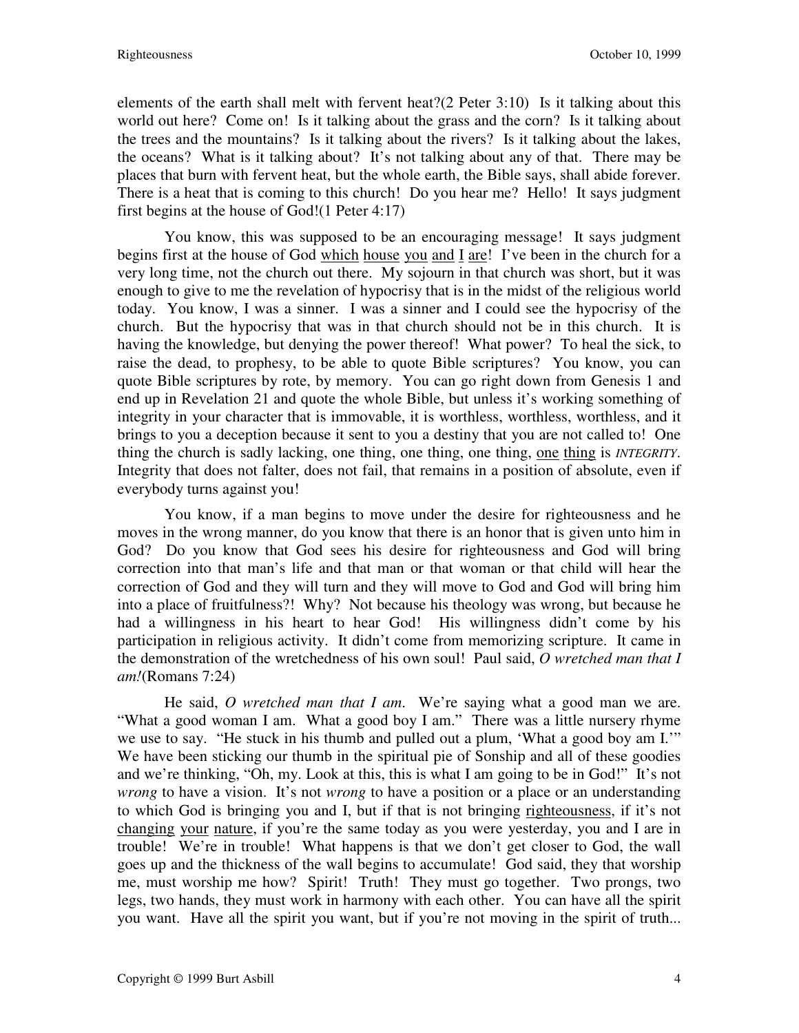elements of the earth shall melt with fervent heat?(2 Peter 3:10) Is it talking about this world out here? Come on! Is it talking about the grass and the corn? Is it talking about the trees and the mountains? Is it talking about the rivers? Is it talking about the lakes, the oceans? What is it talking about? It's not talking about any of that. There may be places that burn with fervent heat, but the whole earth, the Bible says, shall abide forever. There is a heat that is coming to this church! Do you hear me? Hello! It says judgment first begins at the house of God!(1 Peter 4:17)

You know, this was supposed to be an encouraging message! It says judgment begins first at the house of God <u>which</u> <u>house</u> <u>you</u> <u>and</u> <u>I</u> <u>are</u>! I've been in the church for a very long time, not the church out there. My sojourn in that church was short, but it was enough to give to me the revelation of hypocrisy that is in the midst of the religious world today. You know, I was a sinner. I was a sinner and I could see the hypocrisy of the church. But the hypocrisy that was in that church should not be in this church. It is having the knowledge, but denying the power thereof! What power? To heal the sick, to raise the dead, to prophesy, to be able to quote Bible scriptures? You know, you can quote Bible scriptures by rote, by memory. You can go right down from Genesis 1 and end up in Revelation 21 and quote the whole Bible, but unless it's working something of integrity in your character that is immovable, it is worthless, worthless, worthless, and it brings to you a deception because it sent to you a destiny that you are not called to! One thing the church is sadly lacking, one thing, one thing, one thing, <u>one</u> <u>thing</u> is ***INTEGRITY***. Integrity that does not falter, does not fail, that remains in a position of absolute, even if everybody turns against you!

You know, if a man begins to move under the desire for righteousness and he moves in the wrong manner, do you know that there is an honor that is given unto him in God? Do you know that God sees his desire for righteousness and God will bring correction into that man's life and that man or that woman or that child will hear the correction of God and they will turn and they will move to God and God will bring him into a place of fruitfulness?! Why? Not because his theology was wrong, but because he had a willingness in his heart to hear God! His willingness didn't come by his participation in religious activity. It didn't come from memorizing scripture. It came in the demonstration of the wretchedness of his own soul! Paul said, *O wretched man that I am!*(Romans 7:24)

He said, *O wretched man that I am*. We're saying what a good man we are. "What a good woman I am. What a good boy I am." There was a little nursery rhyme we use to say. "He stuck in his thumb and pulled out a plum, 'What a good boy am I.'" We have been sticking our thumb in the spiritual pie of Sonship and all of these goodies and we're thinking, "Oh, my. Look at this, this is what I am going to be in God!" It's not *wrong* to have a vision. It's not *wrong* to have a position or a place or an understanding to which God is bringing you and I, but if that is not bringing <u>righteousness</u>, if it's not <u>changing</u> <u>your</u> <u>nature</u>, if you're the same today as you were yesterday, you and I are in trouble! We're in trouble! What happens is that we don't get closer to God, the wall goes up and the thickness of the wall begins to accumulate! God said, they that worship me, must worship me how? Spirit! Truth! They must go together. Two prongs, two legs, two hands, they must work in harmony with each other. You can have all the spirit you want. Have all the spirit you want, but if you're not moving in the spirit of truth...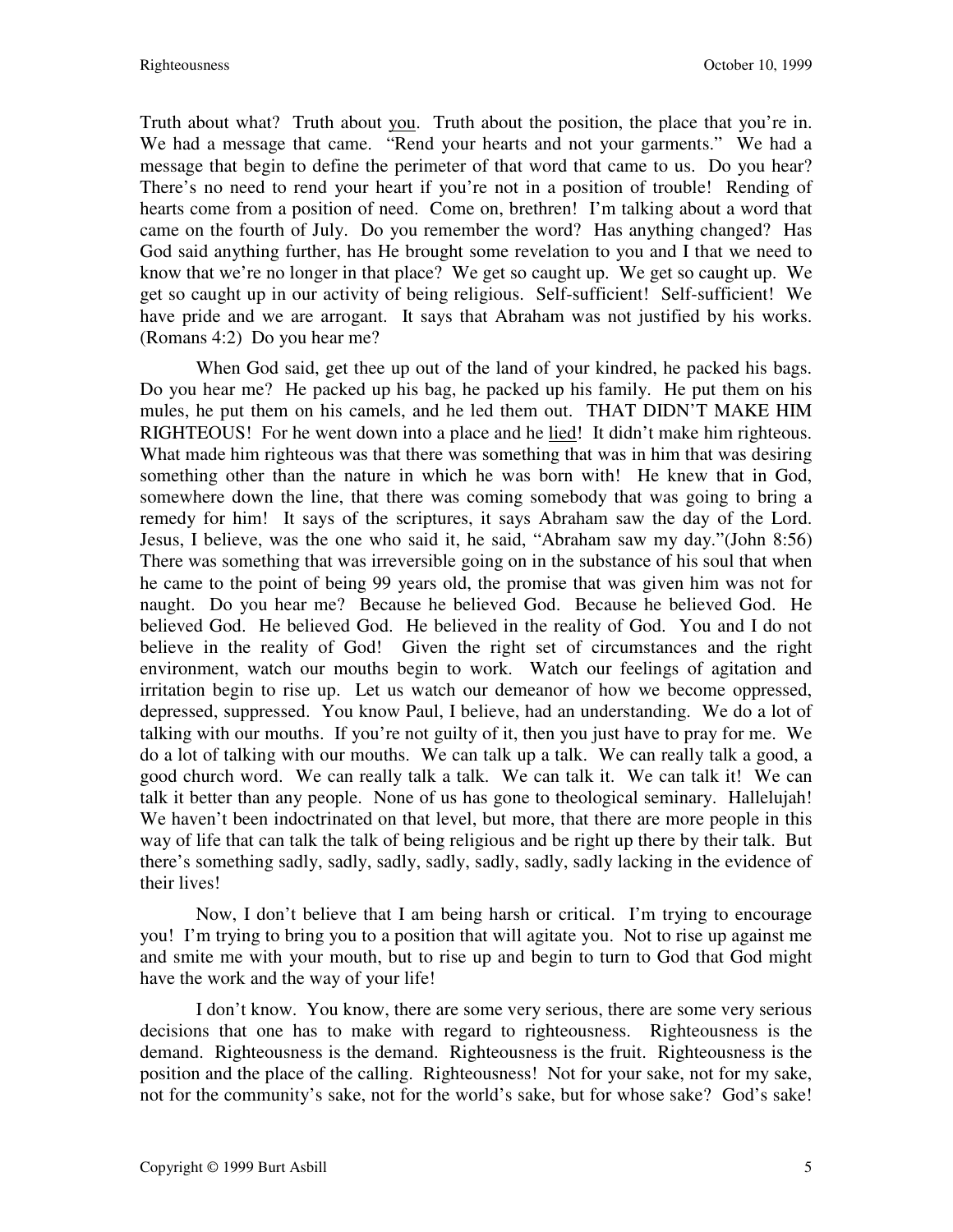Truth about what? Truth about <u>you</u>. Truth about the position, the place that you're in. We had a message that came. "Rend your hearts and not your garments." We had a message that begin to define the perimeter of that word that came to us. Do you hear? There's no need to rend your heart if you're not in a position of trouble! Rending of hearts come from a position of need. Come on, brethren! I'm talking about a word that came on the fourth of July. Do you remember the word? Has anything changed? Has God said anything further, has He brought some revelation to you and I that we need to know that we're no longer in that place? We get so caught up. We get so caught up. We get so caught up in our activity of being religious. Self-sufficient! Self-sufficient! We have pride and we are arrogant. It says that Abraham was not justified by his works. (Romans 4:2) Do you hear me?

When God said, get thee up out of the land of your kindred, he packed his bags. Do you hear me? He packed up his bag, he packed up his family. He put them on his mules, he put them on his camels, and he led them out. THAT DIDN'T MAKE HIM RIGHTEOUS! For he went down into a place and he <u>lied</u>! It didn't make him righteous. What made him righteous was that there was something that was in him that was desiring something other than the nature in which he was born with! He knew that in God, somewhere down the line, that there was coming somebody that was going to bring a remedy for him! It says of the scriptures, it says Abraham saw the day of the Lord. Jesus, I believe, was the one who said it, he said, "Abraham saw my day."(John 8:56) There was something that was irreversible going on in the substance of his soul that when he came to the point of being 99 years old, the promise that was given him was not for naught. Do you hear me? Because he believed God. Because he believed God. He believed God. He believed God. He believed in the reality of God. You and I do not believe in the reality of God! Given the right set of circumstances and the right environment, watch our mouths begin to work. Watch our feelings of agitation and irritation begin to rise up. Let us watch our demeanor of how we become oppressed, depressed, suppressed. You know Paul, I believe, had an understanding. We do a lot of talking with our mouths. If you're not guilty of it, then you just have to pray for me. We do a lot of talking with our mouths. We can talk up a talk. We can really talk a good, a good church word. We can really talk a talk. We can talk it. We can talk it! We can talk it better than any people. None of us has gone to theological seminary. Hallelujah! We haven't been indoctrinated on that level, but more, that there are more people in this way of life that can talk the talk of being religious and be right up there by their talk. But there's something sadly, sadly, sadly, sadly, sadly, sadly, sadly lacking in the evidence of their lives!

Now, I don't believe that I am being harsh or critical. I'm trying to encourage you! I'm trying to bring you to a position that will agitate you. Not to rise up against me and smite me with your mouth, but to rise up and begin to turn to God that God might have the work and the way of your life!

I don't know. You know, there are some very serious, there are some very serious decisions that one has to make with regard to righteousness. Righteousness is the demand. Righteousness is the demand. Righteousness is the fruit. Righteousness is the position and the place of the calling. Righteousness! Not for your sake, not for my sake, not for the community's sake, not for the world's sake, but for whose sake? God's sake!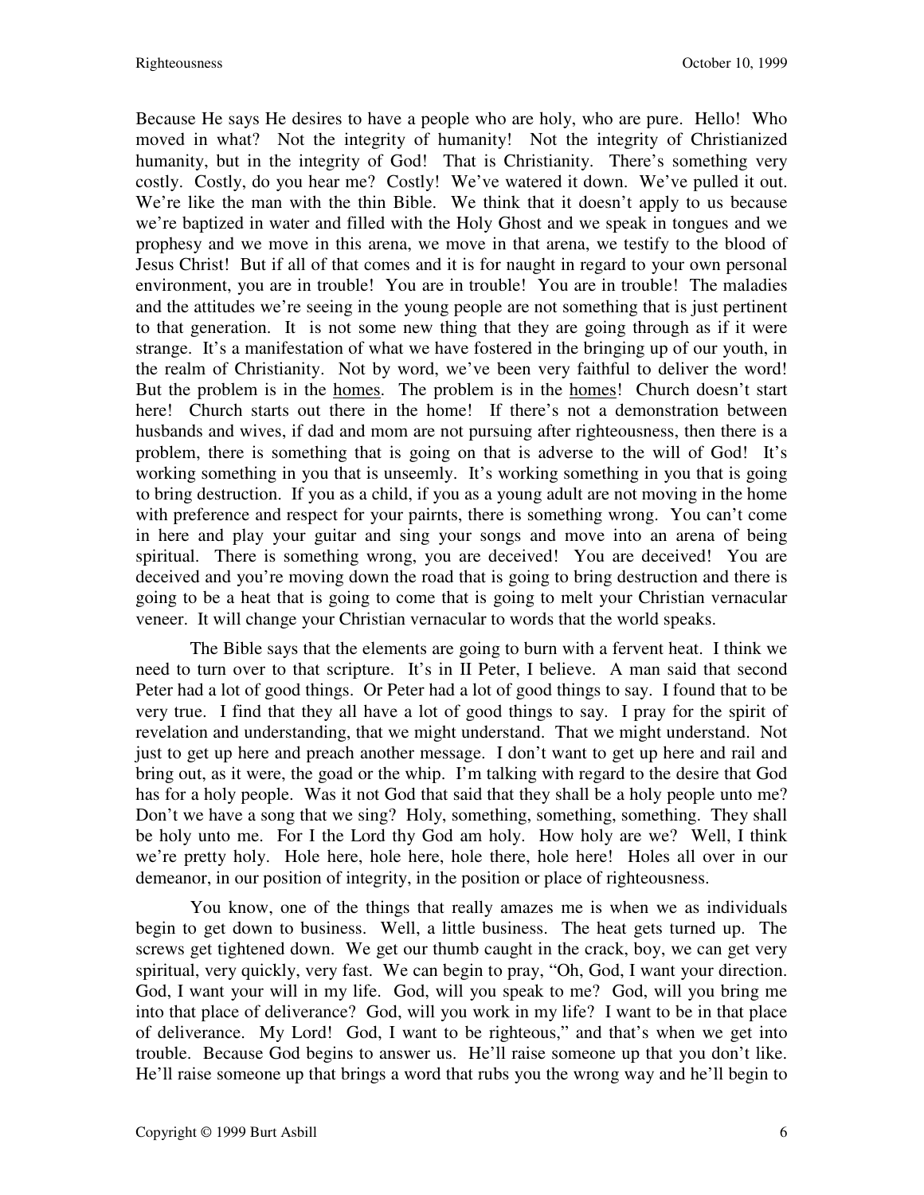Because He says He desires to have a people who are holy, who are pure. Hello! Who moved in what? Not the integrity of humanity! Not the integrity of Christianized humanity, but in the integrity of God! That is Christianity. There's something very costly. Costly, do you hear me? Costly! We've watered it down. We've pulled it out. We're like the man with the thin Bible. We think that it doesn't apply to us because we're baptized in water and filled with the Holy Ghost and we speak in tongues and we prophesy and we move in this arena, we move in that arena, we testify to the blood of Jesus Christ! But if all of that comes and it is for naught in regard to your own personal environment, you are in trouble! You are in trouble! You are in trouble! The maladies and the attitudes we're seeing in the young people are not something that is just pertinent to that generation. It is not some new thing that they are going through as if it were strange. It's a manifestation of what we have fostered in the bringing up of our youth, in the realm of Christianity. Not by word, we've been very faithful to deliver the word! But the problem is in the <u>homes</u>. The problem is in the <u>homes</u>! Church doesn't start here! Church starts out there in the home! If there's not a demonstration between husbands and wives, if dad and mom are not pursuing after righteousness, then there is a problem, there is something that is going on that is adverse to the will of God! It's working something in you that is unseemly. It's working something in you that is going to bring destruction. If you as a child, if you as a young adult are not moving in the home with preference and respect for your pairnts, there is something wrong. You can't come in here and play your guitar and sing your songs and move into an arena of being spiritual. There is something wrong, you are deceived! You are deceived! You are deceived and you're moving down the road that is going to bring destruction and there is going to be a heat that is going to come that is going to melt your Christian vernacular veneer. It will change your Christian vernacular to words that the world speaks.

The Bible says that the elements are going to burn with a fervent heat. I think we need to turn over to that scripture. It's in II Peter, I believe. A man said that second Peter had a lot of good things. Or Peter had a lot of good things to say. I found that to be very true. I find that they all have a lot of good things to say. I pray for the spirit of revelation and understanding, that we might understand. That we might understand. Not just to get up here and preach another message. I don't want to get up here and rail and bring out, as it were, the goad or the whip. I'm talking with regard to the desire that God has for a holy people. Was it not God that said that they shall be a holy people unto me? Don't we have a song that we sing? Holy, something, something, something. They shall be holy unto me. For I the Lord thy God am holy. How holy are we? Well, I think we're pretty holy. Hole here, hole here, hole there, hole here! Holes all over in our demeanor, in our position of integrity, in the position or place of righteousness.

You know, one of the things that really amazes me is when we as individuals begin to get down to business. Well, a little business. The heat gets turned up. The screws get tightened down. We get our thumb caught in the crack, boy, we can get very spiritual, very quickly, very fast. We can begin to pray, "Oh, God, I want your direction. God, I want your will in my life. God, will you speak to me? God, will you bring me into that place of deliverance? God, will you work in my life? I want to be in that place of deliverance. My Lord! God, I want to be righteous," and that's when we get into trouble. Because God begins to answer us. He'll raise someone up that you don't like. He'll raise someone up that brings a word that rubs you the wrong way and he'll begin to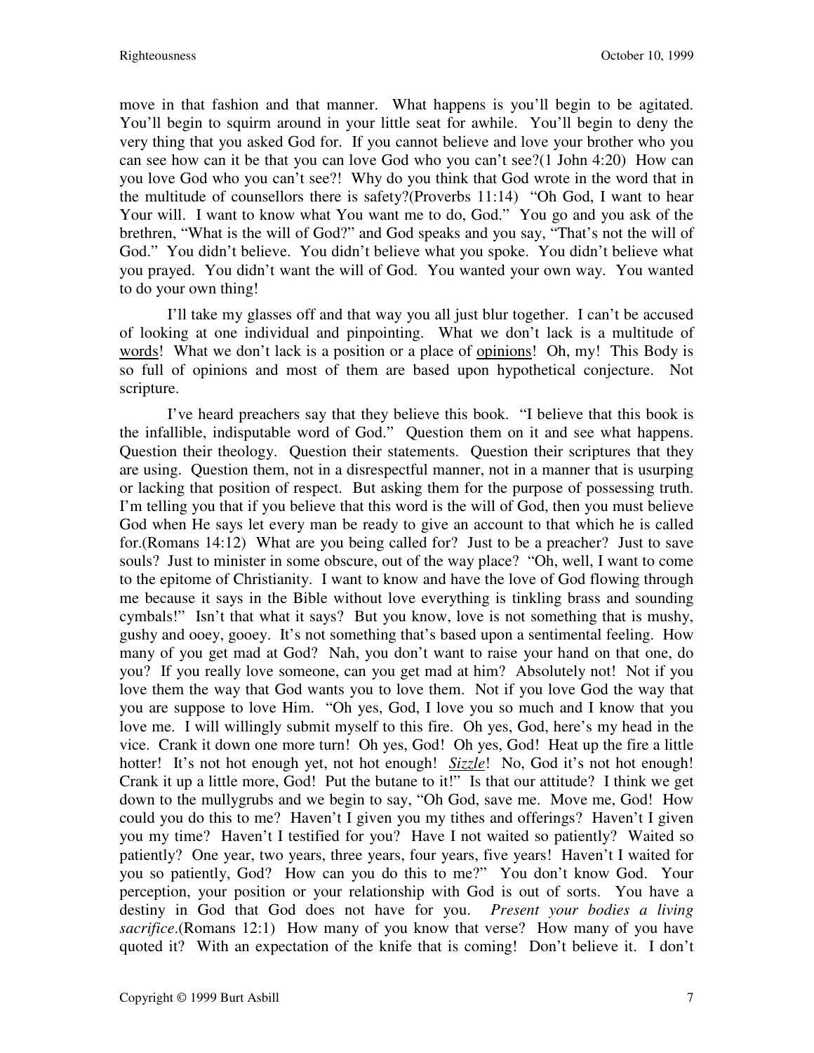move in that fashion and that manner. What happens is you'll begin to be agitated. You'll begin to squirm around in your little seat for awhile. You'll begin to deny the very thing that you asked God for. If you cannot believe and love your brother who you can see how can it be that you can love God who you can't see?(1 John 4:20) How can you love God who you can't see?! Why do you think that God wrote in the word that in the multitude of counsellors there is safety?(Proverbs 11:14) "Oh God, I want to hear Your will. I want to know what You want me to do, God." You go and you ask of the brethren, "What is the will of God?" and God speaks and you say, "That's not the will of God." You didn't believe. You didn't believe what you spoke. You didn't believe what you prayed. You didn't want the will of God. You wanted your own way. You wanted to do your own thing!

I'll take my glasses off and that way you all just blur together. I can't be accused of looking at one individual and pinpointing. What we don't lack is a multitude of <u>words</u>! What we don't lack is a position or a place of <u>opinions</u>! Oh, my! This Body is so full of opinions and most of them are based upon hypothetical conjecture. Not scripture.

I've heard preachers say that they believe this book. "I believe that this book is the infallible, indisputable word of God." Question them on it and see what happens. Question their theology. Question their statements. Question their scriptures that they are using. Question them, not in a disrespectful manner, not in a manner that is usurping or lacking that position of respect. But asking them for the purpose of possessing truth. I'm telling you that if you believe that this word is the will of God, then you must believe God when He says let every man be ready to give an account to that which he is called for.(Romans 14:12) What are you being called for? Just to be a preacher? Just to save souls? Just to minister in some obscure, out of the way place? "Oh, well, I want to come to the epitome of Christianity. I want to know and have the love of God flowing through me because it says in the Bible without love everything is tinkling brass and sounding cymbals!" Isn't that what it says? But you know, love is not something that is mushy, gushy and ooey, gooey. It's not something that's based upon a sentimental feeling. How many of you get mad at God? Nah, you don't want to raise your hand on that one, do you? If you really love someone, can you get mad at him? Absolutely not! Not if you love them the way that God wants you to love them. Not if you love God the way that you are suppose to love Him. "Oh yes, God, I love you so much and I know that you love me. I will willingly submit myself to this fire. Oh yes, God, here's my head in the vice. Crank it down one more turn! Oh yes, God! Oh yes, God! Heat up the fire a little hotter! It's not hot enough yet, not hot enough! <u>*Sizzle*</u>! No, God it's not hot enough! Crank it up a little more, God! Put the butane to it!" Is that our attitude? I think we get down to the mullygrubs and we begin to say, "Oh God, save me. Move me, God! How could you do this to me? Haven't I given you my tithes and offerings? Haven't I given you my time? Haven't I testified for you? Have I not waited so patiently? Waited so patiently? One year, two years, three years, four years, five years! Haven't I waited for you so patiently, God? How can you do this to me?" You don't know God. Your perception, your position or your relationship with God is out of sorts. You have a destiny in God that God does not have for you. *Present your bodies a living sacrifice*.(Romans 12:1) How many of you know that verse? How many of you have quoted it? With an expectation of the knife that is coming! Don't believe it. I don't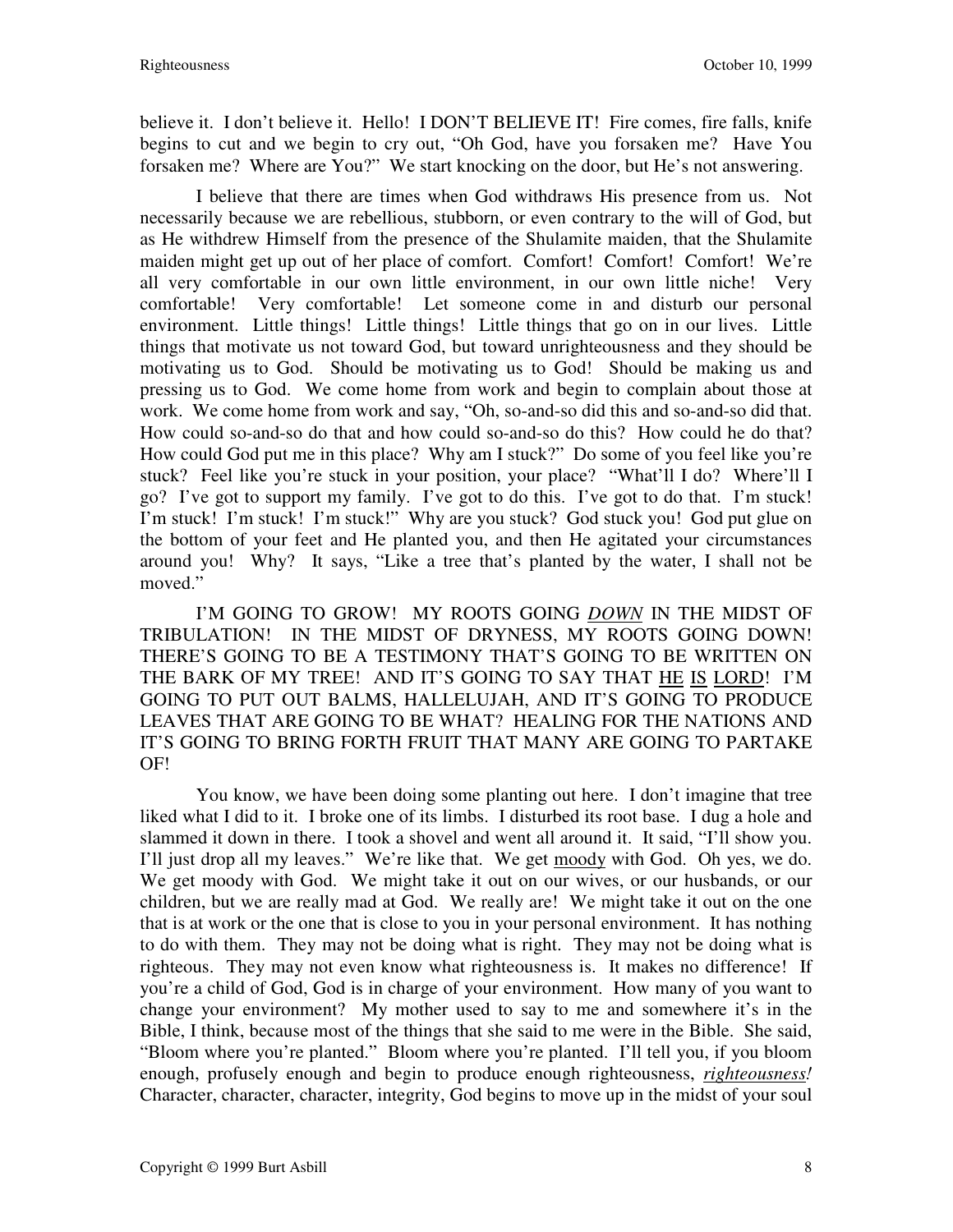believe it. I don't believe it. Hello! I DON'T BELIEVE IT! Fire comes, fire falls, knife begins to cut and we begin to cry out, "Oh God, have you forsaken me? Have You forsaken me? Where are You?" We start knocking on the door, but He's not answering.

I believe that there are times when God withdraws His presence from us. Not necessarily because we are rebellious, stubborn, or even contrary to the will of God, but as He withdrew Himself from the presence of the Shulamite maiden, that the Shulamite maiden might get up out of her place of comfort. Comfort! Comfort! Comfort! We're all very comfortable in our own little environment, in our own little niche! Very comfortable! Very comfortable! Let someone come in and disturb our personal environment. Little things! Little things! Little things that go on in our lives. Little things that motivate us not toward God, but toward unrighteousness and they should be motivating us to God. Should be motivating us to God! Should be making us and pressing us to God. We come home from work and begin to complain about those at work. We come home from work and say, "Oh, so-and-so did this and so-and-so did that. How could so-and-so do that and how could so-and-so do this? How could he do that? How could God put me in this place? Why am I stuck?" Do some of you feel like you're stuck? Feel like you're stuck in your position, your place? "What'll I do? Where'll I go? I've got to support my family. I've got to do this. I've got to do that. I'm stuck! I'm stuck! I'm stuck! I'm stuck!" Why are you stuck? God stuck you! God put glue on the bottom of your feet and He planted you, and then He agitated your circumstances around you! Why? It says, "Like a tree that's planted by the water, I shall not be moved."

I'M GOING TO GROW! MY ROOTS GOING ***DOWN*** IN THE MIDST OF TRIBULATION! IN THE MIDST OF DRYNESS, MY ROOTS GOING DOWN! THERE'S GOING TO BE A TESTIMONY THAT'S GOING TO BE WRITTEN ON THE BARK OF MY TREE! AND IT'S GOING TO SAY THAT <u>HE</u> <u>IS</u> <u>LORD</u>! I'M GOING TO PUT OUT BALMS, HALLELUJAH, AND IT'S GOING TO PRODUCE LEAVES THAT ARE GOING TO BE WHAT? HEALING FOR THE NATIONS AND IT'S GOING TO BRING FORTH FRUIT THAT MANY ARE GOING TO PARTAKE OF!

You know, we have been doing some planting out here. I don't imagine that tree liked what I did to it. I broke one of its limbs. I disturbed its root base. I dug a hole and slammed it down in there. I took a shovel and went all around it. It said, "I'll show you. I'll just drop all my leaves." We're like that. We get <u>moody</u> with God. Oh yes, we do. We get moody with God. We might take it out on our wives, or our husbands, or our children, but we are really mad at God. We really are! We might take it out on the one that is at work or the one that is close to you in your personal environment. It has nothing to do with them. They may not be doing what is right. They may not be doing what is righteous. They may not even know what righteousness is. It makes no difference! If you're a child of God, God is in charge of your environment. How many of you want to change your environment? My mother used to say to me and somewhere it's in the Bible, I think, because most of the things that she said to me were in the Bible. She said, "Bloom where you're planted." Bloom where you're planted. I'll tell you, if you bloom enough, profusely enough and begin to produce enough righteousness, ***righteousness!*** Character, character, character, integrity, God begins to move up in the midst of your soul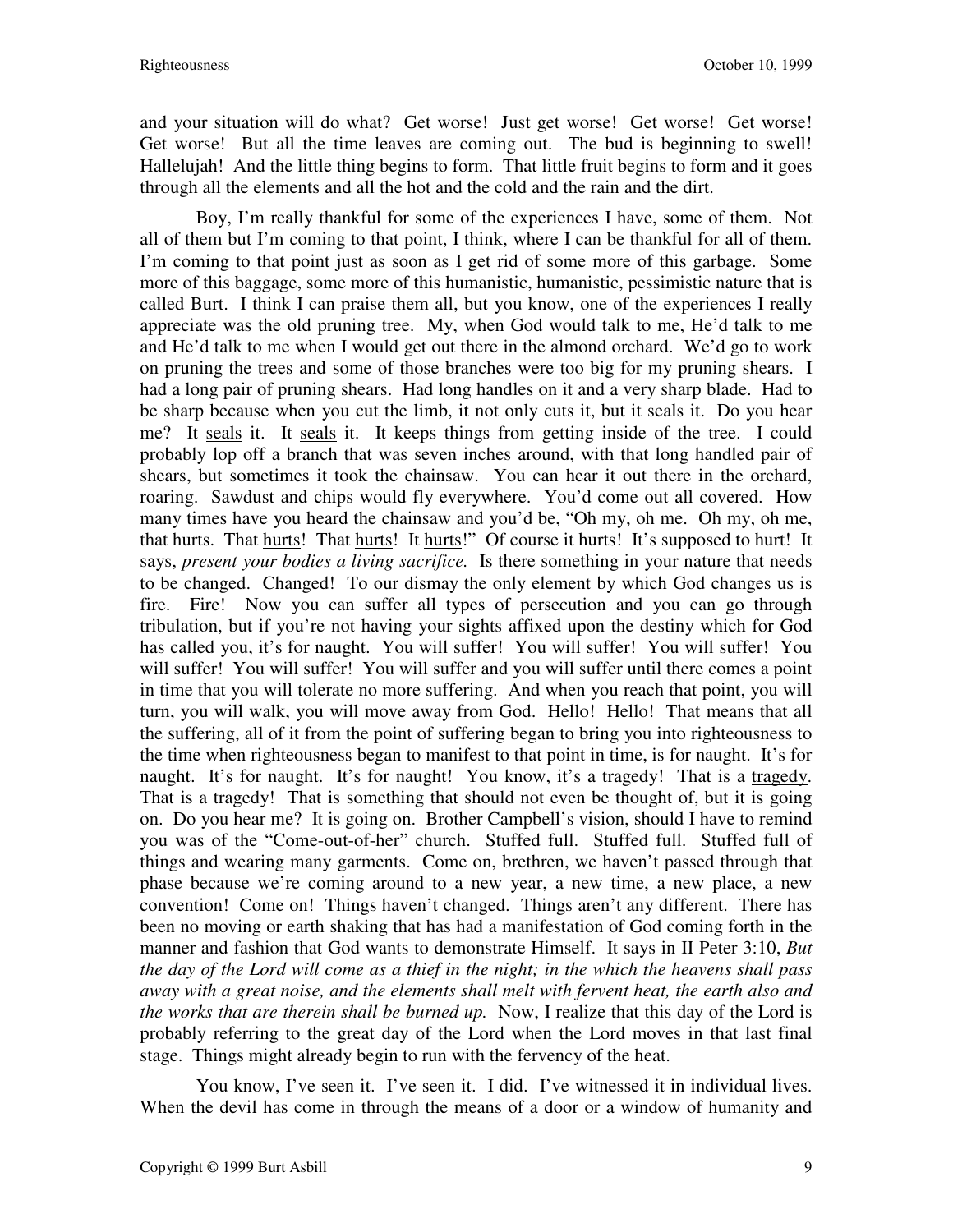and your situation will do what? Get worse! Just get worse! Get worse! Get worse! Get worse! But all the time leaves are coming out. The bud is beginning to swell! Hallelujah! And the little thing begins to form. That little fruit begins to form and it goes through all the elements and all the hot and the cold and the rain and the dirt.

Boy, I'm really thankful for some of the experiences I have, some of them. Not all of them but I'm coming to that point, I think, where I can be thankful for all of them. I'm coming to that point just as soon as I get rid of some more of this garbage. Some more of this baggage, some more of this humanistic, humanistic, pessimistic nature that is called Burt. I think I can praise them all, but you know, one of the experiences I really appreciate was the old pruning tree. My, when God would talk to me, He'd talk to me and He'd talk to me when I would get out there in the almond orchard. We'd go to work on pruning the trees and some of those branches were too big for my pruning shears. I had a long pair of pruning shears. Had long handles on it and a very sharp blade. Had to be sharp because when you cut the limb, it not only cuts it, but it seals it. Do you hear me? It <u>seals</u> it. It <u>seals</u> it. It keeps things from getting inside of the tree. I could probably lop off a branch that was seven inches around, with that long handled pair of shears, but sometimes it took the chainsaw. You can hear it out there in the orchard, roaring. Sawdust and chips would fly everywhere. You'd come out all covered. How many times have you heard the chainsaw and you'd be, "Oh my, oh me. Oh my, oh me, that hurts. That <u>hurts</u>! That <u>hurts</u>! It <u>hurts</u>!" Of course it hurts! It's supposed to hurt! It says, *present your bodies a living sacrifice.* Is there something in your nature that needs to be changed. Changed! To our dismay the only element by which God changes us is fire. Fire! Now you can suffer all types of persecution and you can go through tribulation, but if you're not having your sights affixed upon the destiny which for God has called you, it's for naught. You will suffer! You will suffer! You will suffer! You will suffer! You will suffer! You will suffer and you will suffer until there comes a point in time that you will tolerate no more suffering. And when you reach that point, you will turn, you will walk, you will move away from God. Hello! Hello! That means that all the suffering, all of it from the point of suffering began to bring you into righteousness to the time when righteousness began to manifest to that point in time, is for naught. It's for naught. It's for naught. It's for naught! You know, it's a tragedy! That is a <u>tragedy</u>. That is a tragedy! That is something that should not even be thought of, but it is going on. Do you hear me? It is going on. Brother Campbell's vision, should I have to remind you was of the "Come-out-of-her" church. Stuffed full. Stuffed full. Stuffed full of things and wearing many garments. Come on, brethren, we haven't passed through that phase because we're coming around to a new year, a new time, a new place, a new convention! Come on! Things haven't changed. Things aren't any different. There has been no moving or earth shaking that has had a manifestation of God coming forth in the manner and fashion that God wants to demonstrate Himself. It says in II Peter 3:10, *But the day of the Lord will come as a thief in the night; in the which the heavens shall pass away with a great noise, and the elements shall melt with fervent heat, the earth also and the works that are therein shall be burned up.* Now, I realize that this day of the Lord is probably referring to the great day of the Lord when the Lord moves in that last final stage. Things might already begin to run with the fervency of the heat.

You know, I've seen it. I've seen it. I did. I've witnessed it in individual lives. When the devil has come in through the means of a door or a window of humanity and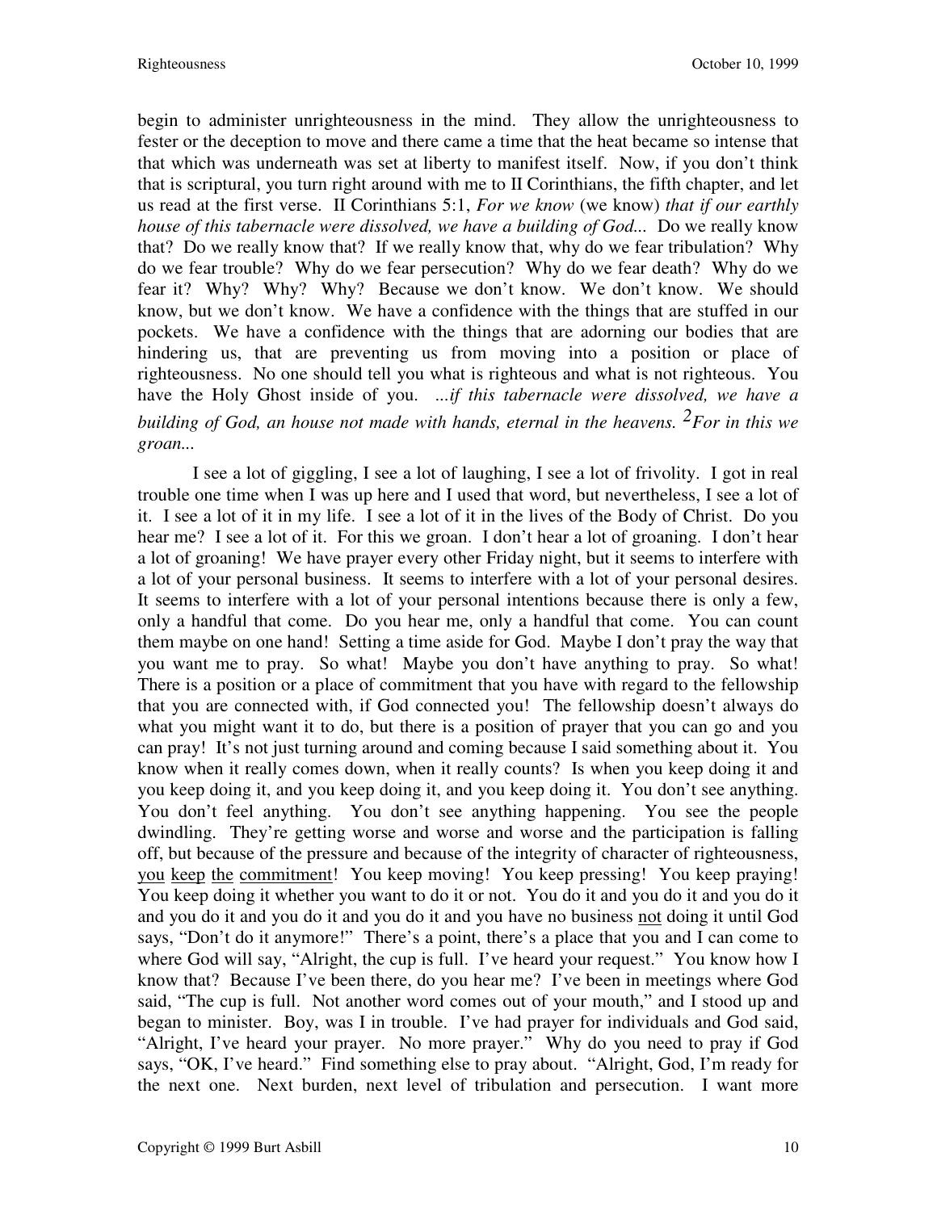begin to administer unrighteousness in the mind. They allow the unrighteousness to fester or the deception to move and there came a time that the heat became so intense that that which was underneath was set at liberty to manifest itself. Now, if you don't think that is scriptural, you turn right around with me to II Corinthians, the fifth chapter, and let us read at the first verse. II Corinthians 5:1, *For we know* (we know) *that if our earthly house of this tabernacle were dissolved, we have a building of God...* Do we really know that? Do we really know that? If we really know that, why do we fear tribulation? Why do we fear trouble? Why do we fear persecution? Why do we fear death? Why do we fear it? Why? Why? Why? Because we don't know. We don't know. We should know, but we don't know. We have a confidence with the things that are stuffed in our pockets. We have a confidence with the things that are adorning our bodies that are hindering us, that are preventing us from moving into a position or place of righteousness. No one should tell you what is righteous and what is not righteous. You have the Holy Ghost inside of you. *...if this tabernacle were dissolved, we have a building of God, an house not made with hands, eternal in the heavens. 2For in this we groan...*

I see a lot of giggling, I see a lot of laughing, I see a lot of frivolity. I got in real trouble one time when I was up here and I used that word, but nevertheless, I see a lot of it. I see a lot of it in my life. I see a lot of it in the lives of the Body of Christ. Do you hear me? I see a lot of it. For this we groan. I don't hear a lot of groaning. I don't hear a lot of groaning! We have prayer every other Friday night, but it seems to interfere with a lot of your personal business. It seems to interfere with a lot of your personal desires. It seems to interfere with a lot of your personal intentions because there is only a few, only a handful that come. Do you hear me, only a handful that come. You can count them maybe on one hand! Setting a time aside for God. Maybe I don't pray the way that you want me to pray. So what! Maybe you don't have anything to pray. So what! There is a position or a place of commitment that you have with regard to the fellowship that you are connected with, if God connected you! The fellowship doesn't always do what you might want it to do, but there is a position of prayer that you can go and you can pray! It's not just turning around and coming because I said something about it. You know when it really comes down, when it really counts? Is when you keep doing it and you keep doing it, and you keep doing it, and you keep doing it. You don't see anything. You don't feel anything. You don't see anything happening. You see the people dwindling. They're getting worse and worse and worse and the participation is falling off, but because of the pressure and because of the integrity of character of righteousness, <u>you</u> <u>keep</u> <u>the</u> <u>commitment</u>! You keep moving! You keep pressing! You keep praying! You keep doing it whether you want to do it or not. You do it and you do it and you do it and you do it and you do it and you do it and you have no business <u>not</u> doing it until God says, "Don't do it anymore!" There's a point, there's a place that you and I can come to where God will say, "Alright, the cup is full. I've heard your request." You know how I know that? Because I've been there, do you hear me? I've been in meetings where God said, "The cup is full. Not another word comes out of your mouth," and I stood up and began to minister. Boy, was I in trouble. I've had prayer for individuals and God said, "Alright, I've heard your prayer. No more prayer." Why do you need to pray if God says, "OK, I've heard." Find something else to pray about. "Alright, God, I'm ready for the next one. Next burden, next level of tribulation and persecution. I want more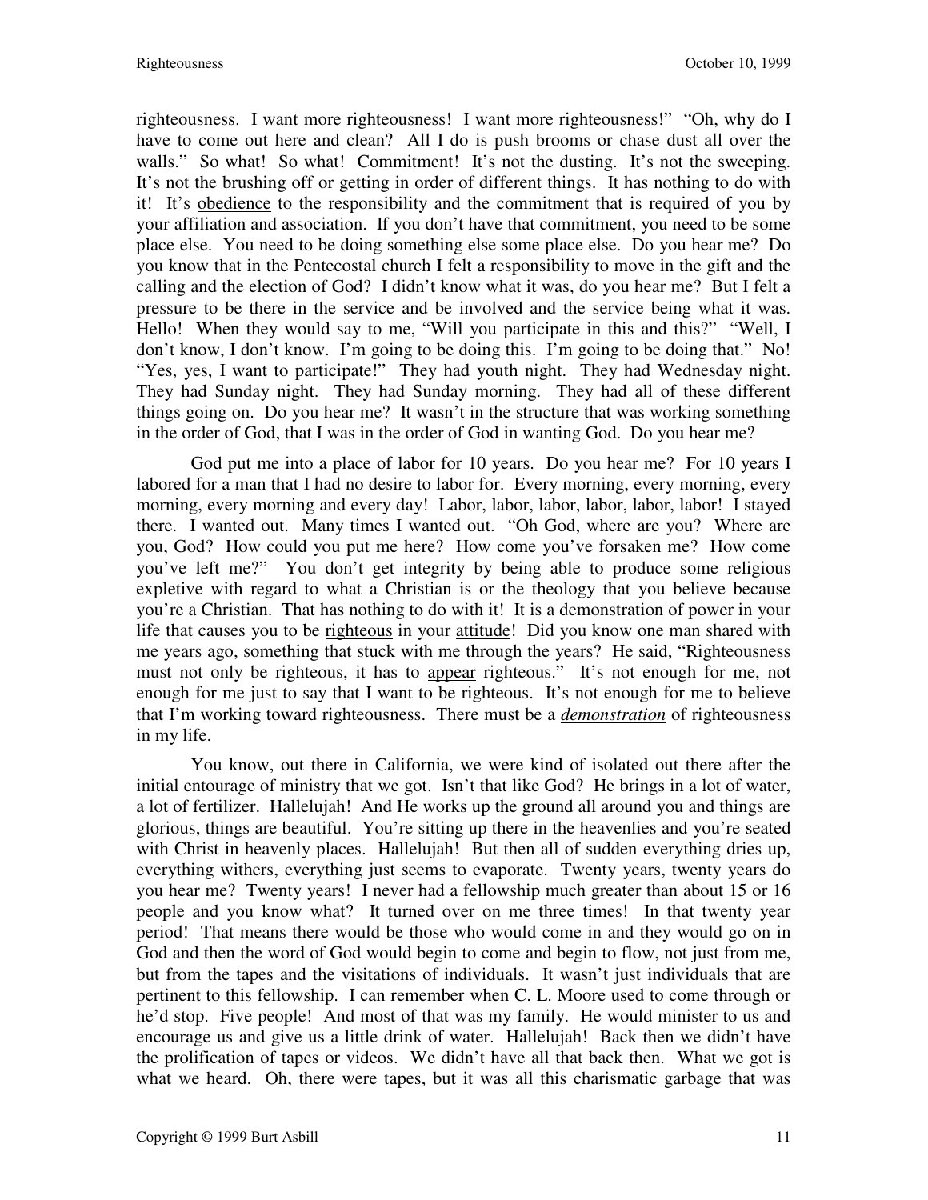righteousness. I want more righteousness! I want more righteousness!" "Oh, why do I have to come out here and clean? All I do is push brooms or chase dust all over the walls." So what! So what! Commitment! It's not the dusting. It's not the sweeping. It's not the brushing off or getting in order of different things. It has nothing to do with it! It's obedience to the responsibility and the commitment that is required of you by your affiliation and association. If you don't have that commitment, you need to be some place else. You need to be doing something else some place else. Do you hear me? Do you know that in the Pentecostal church I felt a responsibility to move in the gift and the calling and the election of God? I didn't know what it was, do you hear me? But I felt a pressure to be there in the service and be involved and the service being what it was. Hello! When they would say to me, "Will you participate in this and this?" "Well, I don't know, I don't know. I'm going to be doing this. I'm going to be doing that." No! "Yes, yes, I want to participate!" They had youth night. They had Wednesday night. They had Sunday night. They had Sunday morning. They had all of these different things going on. Do you hear me? It wasn't in the structure that was working something in the order of God, that I was in the order of God in wanting God. Do you hear me?

God put me into a place of labor for 10 years. Do you hear me? For 10 years I labored for a man that I had no desire to labor for. Every morning, every morning, every morning, every morning and every day! Labor, labor, labor, labor, labor, labor! I stayed there. I wanted out. Many times I wanted out. "Oh God, where are you? Where are you, God? How could you put me here? How come you've forsaken me? How come you've left me?" You don't get integrity by being able to produce some religious expletive with regard to what a Christian is or the theology that you believe because you're a Christian. That has nothing to do with it! It is a demonstration of power in your life that causes you to be righteous in your attitude! Did you know one man shared with me years ago, something that stuck with me through the years? He said, "Righteousness must not only be righteous, it has to appear righteous." It's not enough for me, not enough for me just to say that I want to be righteous. It's not enough for me to believe that I'm working toward righteousness. There must be a ***demonstration*** of righteousness in my life.

You know, out there in California, we were kind of isolated out there after the initial entourage of ministry that we got. Isn't that like God? He brings in a lot of water, a lot of fertilizer. Hallelujah! And He works up the ground all around you and things are glorious, things are beautiful. You're sitting up there in the heavenlies and you're seated with Christ in heavenly places. Hallelujah! But then all of sudden everything dries up, everything withers, everything just seems to evaporate. Twenty years, twenty years do you hear me? Twenty years! I never had a fellowship much greater than about 15 or 16 people and you know what? It turned over on me three times! In that twenty year period! That means there would be those who would come in and they would go on in God and then the word of God would begin to come and begin to flow, not just from me, but from the tapes and the visitations of individuals. It wasn't just individuals that are pertinent to this fellowship. I can remember when C. L. Moore used to come through or he'd stop. Five people! And most of that was my family. He would minister to us and encourage us and give us a little drink of water. Hallelujah! Back then we didn't have the prolification of tapes or videos. We didn't have all that back then. What we got is what we heard. Oh, there were tapes, but it was all this charismatic garbage that was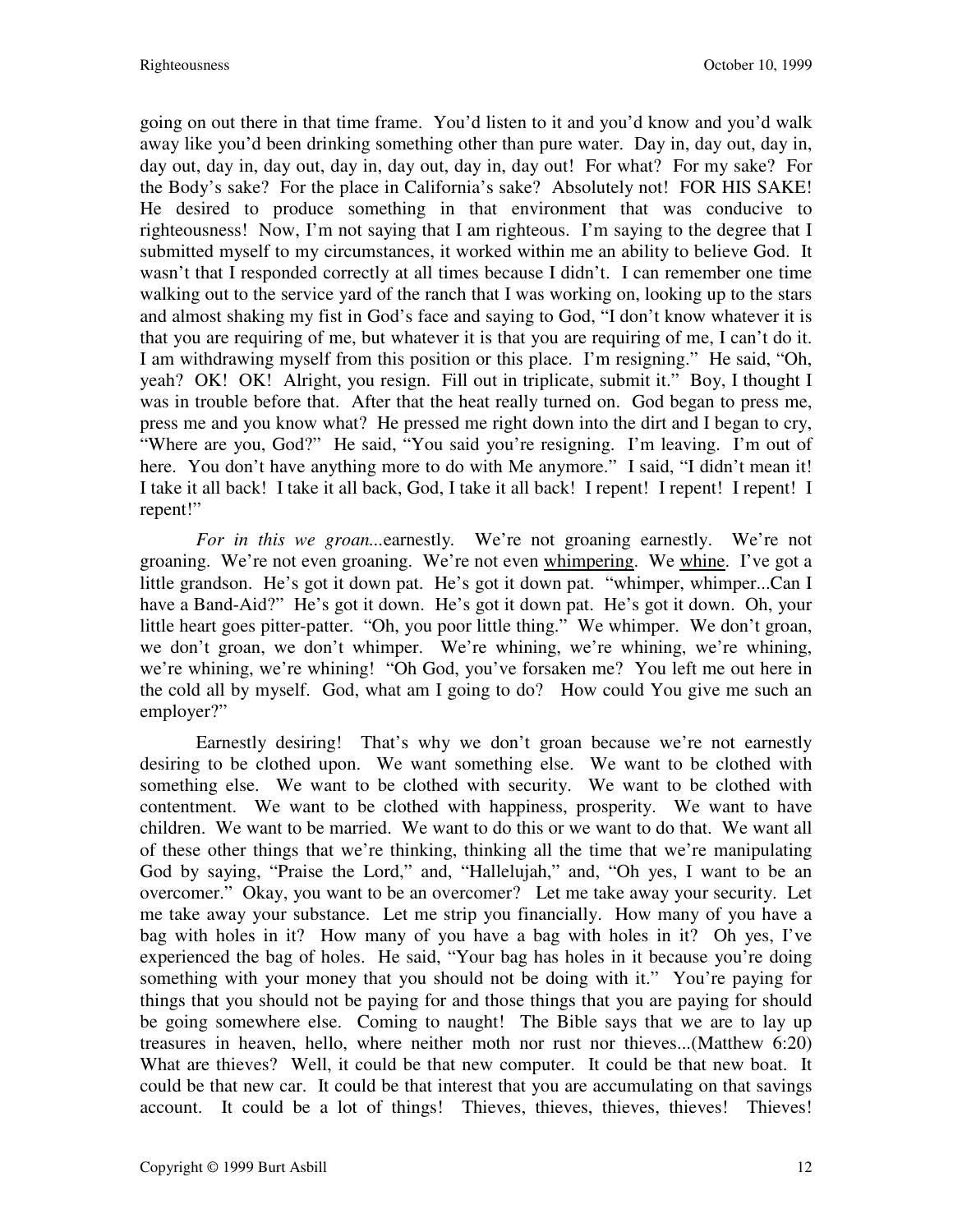going on out there in that time frame. You'd listen to it and you'd know and you'd walk away like you'd been drinking something other than pure water. Day in, day out, day in, day out, day in, day out, day in, day out, day in, day out! For what? For my sake? For the Body's sake? For the place in California's sake? Absolutely not! FOR HIS SAKE! He desired to produce something in that environment that was conducive to righteousness! Now, I'm not saying that I am righteous. I'm saying to the degree that I submitted myself to my circumstances, it worked within me an ability to believe God. It wasn't that I responded correctly at all times because I didn't. I can remember one time walking out to the service yard of the ranch that I was working on, looking up to the stars and almost shaking my fist in God's face and saying to God, "I don't know whatever it is that you are requiring of me, but whatever it is that you are requiring of me, I can't do it. I am withdrawing myself from this position or this place. I'm resigning." He said, "Oh, yeah? OK! OK! Alright, you resign. Fill out in triplicate, submit it." Boy, I thought I was in trouble before that. After that the heat really turned on. God began to press me, press me and you know what? He pressed me right down into the dirt and I began to cry, "Where are you, God?" He said, "You said you're resigning. I'm leaving. I'm out of here. You don't have anything more to do with Me anymore." I said, "I didn't mean it! I take it all back! I take it all back, God, I take it all back! I repent! I repent! I repent! I repent!"

*For in this we groan...*earnestly. We're not groaning earnestly. We're not groaning. We're not even groaning. We're not even <u>whimpering</u>. We <u>whine</u>. I've got a little grandson. He's got it down pat. He's got it down pat. "whimper, whimper...Can I have a Band-Aid?" He's got it down. He's got it down pat. He's got it down. Oh, your little heart goes pitter-patter. "Oh, you poor little thing." We whimper. We don't groan, we don't groan, we don't whimper. We're whining, we're whining, we're whining, we're whining, we're whining! "Oh God, you've forsaken me? You left me out here in the cold all by myself. God, what am I going to do? How could You give me such an employer?"

Earnestly desiring! That's why we don't groan because we're not earnestly desiring to be clothed upon. We want something else. We want to be clothed with something else. We want to be clothed with security. We want to be clothed with contentment. We want to be clothed with happiness, prosperity. We want to have children. We want to be married. We want to do this or we want to do that. We want all of these other things that we're thinking, thinking all the time that we're manipulating God by saying, "Praise the Lord," and, "Hallelujah," and, "Oh yes, I want to be an overcomer." Okay, you want to be an overcomer? Let me take away your security. Let me take away your substance. Let me strip you financially. How many of you have a bag with holes in it? How many of you have a bag with holes in it? Oh yes, I've experienced the bag of holes. He said, "Your bag has holes in it because you're doing something with your money that you should not be doing with it." You're paying for things that you should not be paying for and those things that you are paying for should be going somewhere else. Coming to naught! The Bible says that we are to lay up treasures in heaven, hello, where neither moth nor rust nor thieves...(Matthew 6:20) What are thieves? Well, it could be that new computer. It could be that new boat. It could be that new car. It could be that interest that you are accumulating on that savings account. It could be a lot of things! Thieves, thieves, thieves, thieves! Thieves!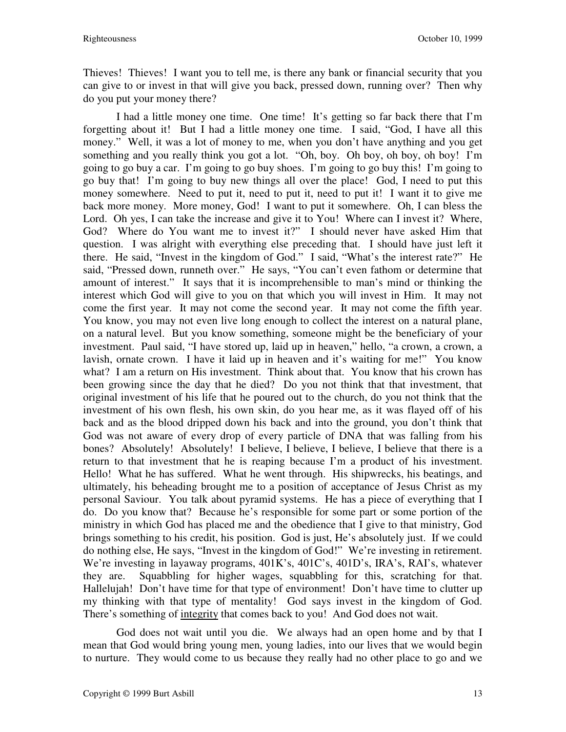Thieves! Thieves! I want you to tell me, is there any bank or financial security that you can give to or invest in that will give you back, pressed down, running over? Then why do you put your money there?

I had a little money one time. One time! It's getting so far back there that I'm forgetting about it! But I had a little money one time. I said, "God, I have all this money." Well, it was a lot of money to me, when you don't have anything and you get something and you really think you got a lot. "Oh, boy. Oh boy, oh boy, oh boy! I'm going to go buy a car. I'm going to go buy shoes. I'm going to go buy this! I'm going to go buy that! I'm going to buy new things all over the place! God, I need to put this money somewhere. Need to put it, need to put it, need to put it! I want it to give me back more money. More money, God! I want to put it somewhere. Oh, I can bless the Lord. Oh yes, I can take the increase and give it to You! Where can I invest it? Where, God? Where do You want me to invest it?" I should never have asked Him that question. I was alright with everything else preceding that. I should have just left it there. He said, "Invest in the kingdom of God." I said, "What's the interest rate?" He said, "Pressed down, runneth over." He says, "You can't even fathom or determine that amount of interest." It says that it is incomprehensible to man's mind or thinking the interest which God will give to you on that which you will invest in Him. It may not come the first year. It may not come the second year. It may not come the fifth year. You know, you may not even live long enough to collect the interest on a natural plane, on a natural level. But you know something, someone might be the beneficiary of your investment. Paul said, "I have stored up, laid up in heaven," hello, "a crown, a crown, a lavish, ornate crown. I have it laid up in heaven and it's waiting for me!" You know what? I am a return on His investment. Think about that. You know that his crown has been growing since the day that he died? Do you not think that that investment, that original investment of his life that he poured out to the church, do you not think that the investment of his own flesh, his own skin, do you hear me, as it was flayed off of his back and as the blood dripped down his back and into the ground, you don't think that God was not aware of every drop of every particle of DNA that was falling from his bones? Absolutely! Absolutely! I believe, I believe, I believe, I believe that there is a return to that investment that he is reaping because I'm a product of his investment. Hello! What he has suffered. What he went through. His shipwrecks, his beatings, and ultimately, his beheading brought me to a position of acceptance of Jesus Christ as my personal Saviour. You talk about pyramid systems. He has a piece of everything that I do. Do you know that? Because he's responsible for some part or some portion of the ministry in which God has placed me and the obedience that I give to that ministry, God brings something to his credit, his position. God is just, He's absolutely just. If we could do nothing else, He says, "Invest in the kingdom of God!" We're investing in retirement. We're investing in layaway programs, 401K's, 401C's, 401D's, IRA's, RAI's, whatever they are. Squabbling for higher wages, squabbling for this, scratching for that. Hallelujah! Don't have time for that type of environment! Don't have time to clutter up my thinking with that type of mentality! God says invest in the kingdom of God. There's something of <u>integrity</u> that comes back to you! And God does not wait.

God does not wait until you die. We always had an open home and by that I mean that God would bring young men, young ladies, into our lives that we would begin to nurture. They would come to us because they really had no other place to go and we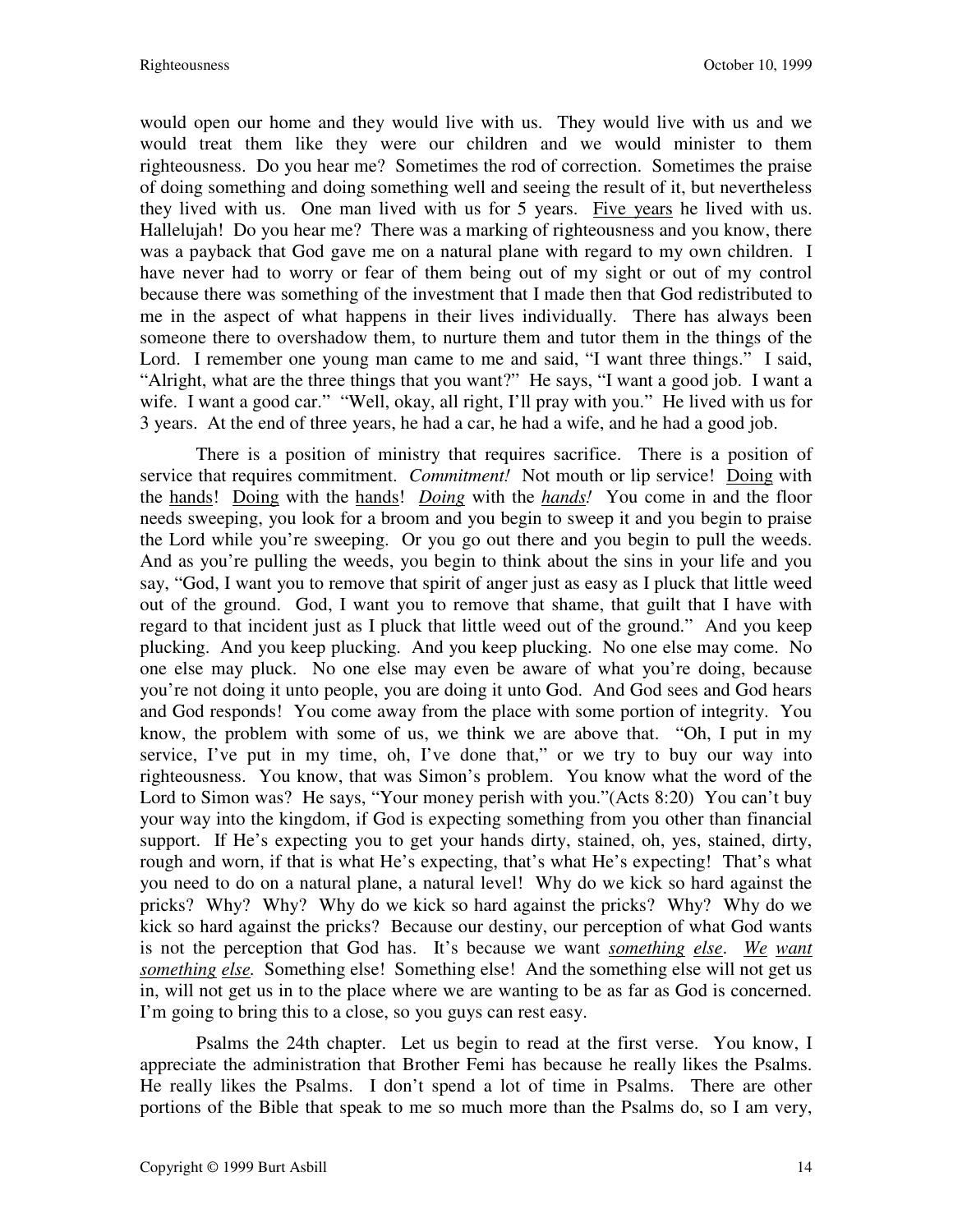would open our home and they would live with us. They would live with us and we would treat them like they were our children and we would minister to them righteousness. Do you hear me? Sometimes the rod of correction. Sometimes the praise of doing something and doing something well and seeing the result of it, but nevertheless they lived with us. One man lived with us for 5 years. <u>Five years</u> he lived with us. Hallelujah! Do you hear me? There was a marking of righteousness and you know, there was a payback that God gave me on a natural plane with regard to my own children. I have never had to worry or fear of them being out of my sight or out of my control because there was something of the investment that I made then that God redistributed to me in the aspect of what happens in their lives individually. There has always been someone there to overshadow them, to nurture them and tutor them in the things of the Lord. I remember one young man came to me and said, "I want three things." I said, "Alright, what are the three things that you want?" He says, "I want a good job. I want a wife. I want a good car." "Well, okay, all right, I'll pray with you." He lived with us for 3 years. At the end of three years, he had a car, he had a wife, and he had a good job.

There is a position of ministry that requires sacrifice. There is a position of service that requires commitment. *Commitment!* Not mouth or lip service! <u>Doing</u> with the <u>hands</u>! <u>Doing</u> with the <u>hands</u>! <u>*Doing*</u> with the <u>*hands!*</u> You come in and the floor needs sweeping, you look for a broom and you begin to sweep it and you begin to praise the Lord while you're sweeping. Or you go out there and you begin to pull the weeds. And as you're pulling the weeds, you begin to think about the sins in your life and you say, "God, I want you to remove that spirit of anger just as easy as I pluck that little weed out of the ground. God, I want you to remove that shame, that guilt that I have with regard to that incident just as I pluck that little weed out of the ground." And you keep plucking. And you keep plucking. And you keep plucking. No one else may come. No one else may pluck. No one else may even be aware of what you're doing, because you're not doing it unto people, you are doing it unto God. And God sees and God hears and God responds! You come away from the place with some portion of integrity. You know, the problem with some of us, we think we are above that. "Oh, I put in my service, I've put in my time, oh, I've done that," or we try to buy our way into righteousness. You know, that was Simon's problem. You know what the word of the Lord to Simon was? He says, "Your money perish with you."(Acts 8:20) You can't buy your way into the kingdom, if God is expecting something from you other than financial support. If He's expecting you to get your hands dirty, stained, oh, yes, stained, dirty, rough and worn, if that is what He's expecting, that's what He's expecting! That's what you need to do on a natural plane, a natural level! Why do we kick so hard against the pricks? Why? Why? Why do we kick so hard against the pricks? Why? Why do we kick so hard against the pricks? Because our destiny, our perception of what God wants is not the perception that God has. It's because we want <u>*something*</u> <u>*else*</u>. <u>*We*</u> <u>*want*</u> <u>*something*</u> <u>*else.*</u> Something else! Something else! And the something else will not get us in, will not get us in to the place where we are wanting to be as far as God is concerned. I'm going to bring this to a close, so you guys can rest easy.

Psalms the 24th chapter. Let us begin to read at the first verse. You know, I appreciate the administration that Brother Femi has because he really likes the Psalms. He really likes the Psalms. I don't spend a lot of time in Psalms. There are other portions of the Bible that speak to me so much more than the Psalms do, so I am very,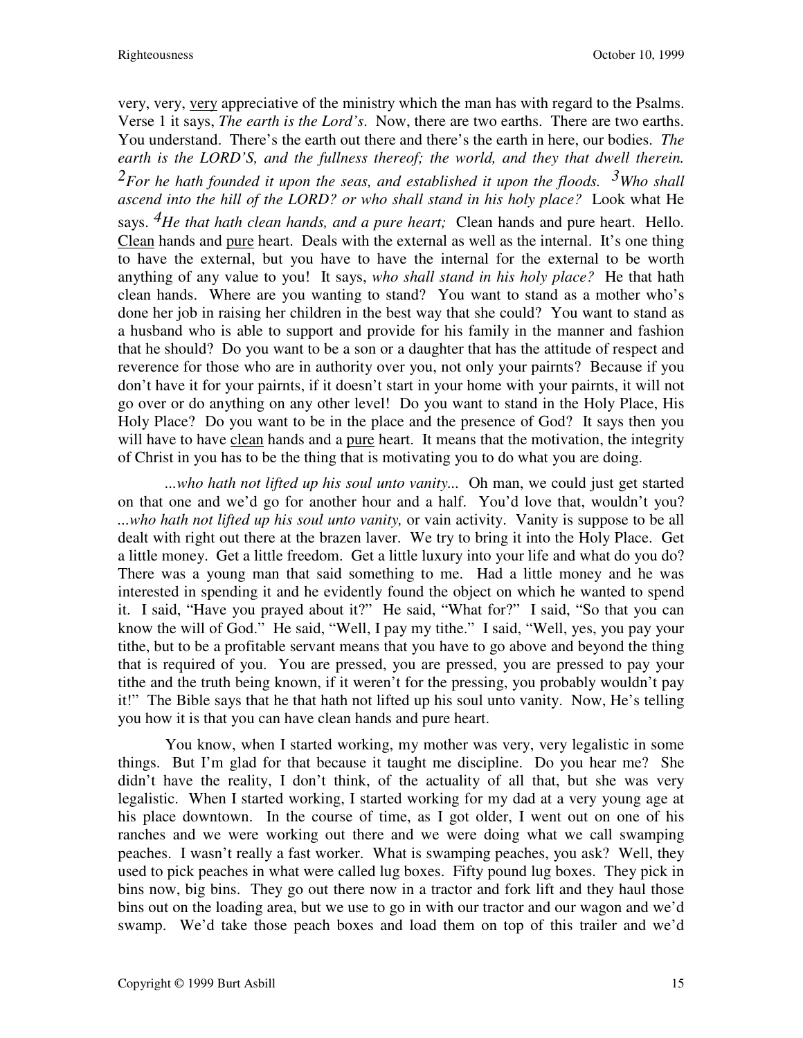very, very, <u>very</u> appreciative of the ministry which the man has with regard to the Psalms. Verse 1 it says, *The earth is the Lord's*. Now, there are two earths. There are two earths. You understand. There's the earth out there and there's the earth in here, our bodies. *The earth is the LORD'S, and the fullness thereof; the world, and they that dwell therein.* *2For he hath founded it upon the seas, and established it upon the floods.* *3Who shall ascend into the hill of the LORD? or who shall stand in his holy place?* Look what He says. *4He that hath clean hands, and a pure heart;* Clean hands and pure heart. Hello. <u>Clean</u> hands and <u>pure</u> heart. Deals with the external as well as the internal. It's one thing to have the external, but you have to have the internal for the external to be worth anything of any value to you! It says, *who shall stand in his holy place?* He that hath clean hands. Where are you wanting to stand? You want to stand as a mother who's done her job in raising her children in the best way that she could? You want to stand as a husband who is able to support and provide for his family in the manner and fashion that he should? Do you want to be a son or a daughter that has the attitude of respect and reverence for those who are in authority over you, not only your pairnts? Because if you don't have it for your pairnts, if it doesn't start in your home with your pairnts, it will not go over or do anything on any other level! Do you want to stand in the Holy Place, His Holy Place? Do you want to be in the place and the presence of God? It says then you will have to have <u>clean</u> hands and a <u>pure</u> heart. It means that the motivation, the integrity of Christ in you has to be the thing that is motivating you to do what you are doing.

*...who hath not lifted up his soul unto vanity...* Oh man, we could just get started on that one and we'd go for another hour and a half. You'd love that, wouldn't you? *...who hath not lifted up his soul unto vanity,* or vain activity. Vanity is suppose to be all dealt with right out there at the brazen laver. We try to bring it into the Holy Place. Get a little money. Get a little freedom. Get a little luxury into your life and what do you do? There was a young man that said something to me. Had a little money and he was interested in spending it and he evidently found the object on which he wanted to spend it. I said, "Have you prayed about it?" He said, "What for?" I said, "So that you can know the will of God." He said, "Well, I pay my tithe." I said, "Well, yes, you pay your tithe, but to be a profitable servant means that you have to go above and beyond the thing that is required of you. You are pressed, you are pressed, you are pressed to pay your tithe and the truth being known, if it weren't for the pressing, you probably wouldn't pay it!" The Bible says that he that hath not lifted up his soul unto vanity. Now, He's telling you how it is that you can have clean hands and pure heart.

You know, when I started working, my mother was very, very legalistic in some things. But I'm glad for that because it taught me discipline. Do you hear me? She didn't have the reality, I don't think, of the actuality of all that, but she was very legalistic. When I started working, I started working for my dad at a very young age at his place downtown. In the course of time, as I got older, I went out on one of his ranches and we were working out there and we were doing what we call swamping peaches. I wasn't really a fast worker. What is swamping peaches, you ask? Well, they used to pick peaches in what were called lug boxes. Fifty pound lug boxes. They pick in bins now, big bins. They go out there now in a tractor and fork lift and they haul those bins out on the loading area, but we use to go in with our tractor and our wagon and we'd swamp. We'd take those peach boxes and load them on top of this trailer and we'd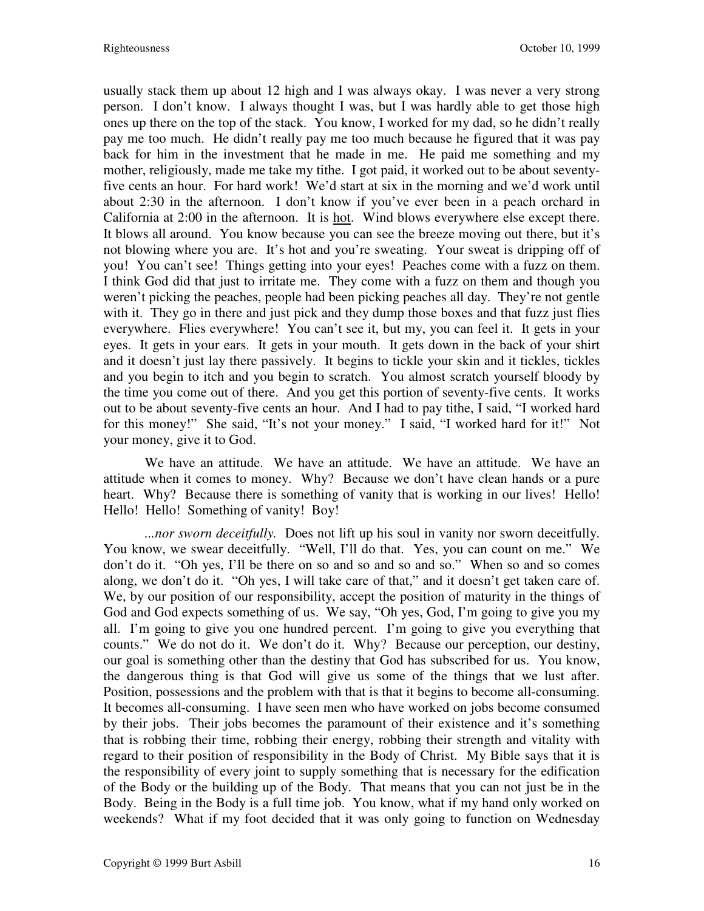usually stack them up about 12 high and I was always okay. I was never a very strong person. I don't know. I always thought I was, but I was hardly able to get those high ones up there on the top of the stack. You know, I worked for my dad, so he didn't really pay me too much. He didn't really pay me too much because he figured that it was pay back for him in the investment that he made in me. He paid me something and my mother, religiously, made me take my tithe. I got paid, it worked out to be about seventy-five cents an hour. For hard work! We'd start at six in the morning and we'd work until about 2:30 in the afternoon. I don't know if you've ever been in a peach orchard in California at 2:00 in the afternoon. It is <u>hot</u>. Wind blows everywhere else except there. It blows all around. You know because you can see the breeze moving out there, but it's not blowing where you are. It's hot and you're sweating. Your sweat is dripping off of you! You can't see! Things getting into your eyes! Peaches come with a fuzz on them. I think God did that just to irritate me. They come with a fuzz on them and though you weren't picking the peaches, people had been picking peaches all day. They're not gentle with it. They go in there and just pick and they dump those boxes and that fuzz just flies everywhere. Flies everywhere! You can't see it, but my, you can feel it. It gets in your eyes. It gets in your ears. It gets in your mouth. It gets down in the back of your shirt and it doesn't just lay there passively. It begins to tickle your skin and it tickles, tickles and you begin to itch and you begin to scratch. You almost scratch yourself bloody by the time you come out of there. And you get this portion of seventy-five cents. It works out to be about seventy-five cents an hour. And I had to pay tithe, I said, "I worked hard for this money!" She said, "It's not your money." I said, "I worked hard for it!" Not your money, give it to God.

We have an attitude. We have an attitude. We have an attitude. We have an attitude when it comes to money. Why? Because we don't have clean hands or a pure heart. Why? Because there is something of vanity that is working in our lives! Hello! Hello! Hello! Something of vanity! Boy!

*...nor sworn deceitfully.* Does not lift up his soul in vanity nor sworn deceitfully. You know, we swear deceitfully. "Well, I'll do that. Yes, you can count on me." We don't do it. "Oh yes, I'll be there on so and so and so and so." When so and so comes along, we don't do it. "Oh yes, I will take care of that," and it doesn't get taken care of. We, by our position of our responsibility, accept the position of maturity in the things of God and God expects something of us. We say, "Oh yes, God, I'm going to give you my all. I'm going to give you one hundred percent. I'm going to give you everything that counts." We do not do it. We don't do it. Why? Because our perception, our destiny, our goal is something other than the destiny that God has subscribed for us. You know, the dangerous thing is that God will give us some of the things that we lust after. Position, possessions and the problem with that is that it begins to become all-consuming. It becomes all-consuming. I have seen men who have worked on jobs become consumed by their jobs. Their jobs becomes the paramount of their existence and it's something that is robbing their time, robbing their energy, robbing their strength and vitality with regard to their position of responsibility in the Body of Christ. My Bible says that it is the responsibility of every joint to supply something that is necessary for the edification of the Body or the building up of the Body. That means that you can not just be in the Body. Being in the Body is a full time job. You know, what if my hand only worked on weekends? What if my foot decided that it was only going to function on Wednesday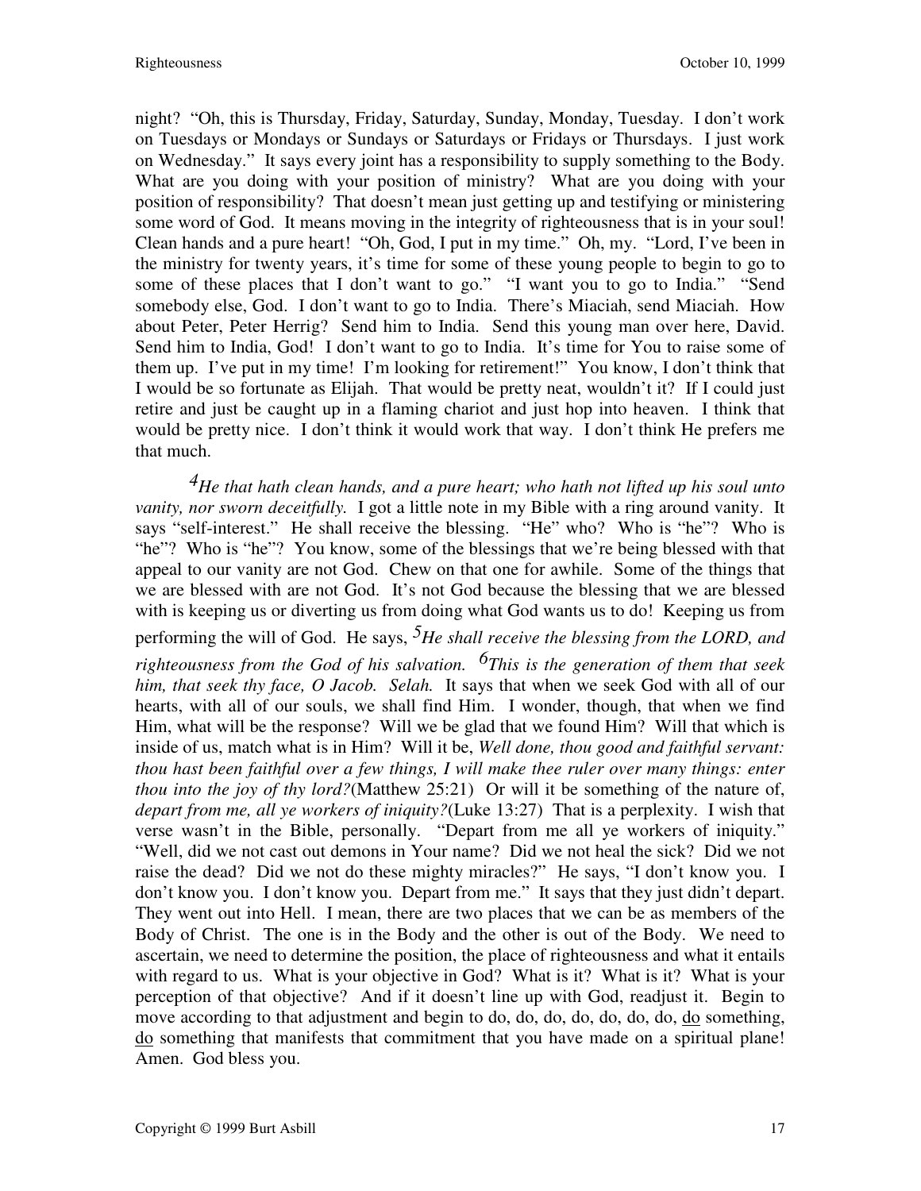night? "Oh, this is Thursday, Friday, Saturday, Sunday, Monday, Tuesday. I don't work on Tuesdays or Mondays or Sundays or Saturdays or Fridays or Thursdays. I just work on Wednesday." It says every joint has a responsibility to supply something to the Body. What are you doing with your position of ministry? What are you doing with your position of responsibility? That doesn't mean just getting up and testifying or ministering some word of God. It means moving in the integrity of righteousness that is in your soul! Clean hands and a pure heart! "Oh, God, I put in my time." Oh, my. "Lord, I've been in the ministry for twenty years, it's time for some of these young people to begin to go to some of these places that I don't want to go." "I want you to go to India." "Send somebody else, God. I don't want to go to India. There's Miaciah, send Miaciah. How about Peter, Peter Herrig? Send him to India. Send this young man over here, David. Send him to India, God! I don't want to go to India. It's time for You to raise some of them up. I've put in my time! I'm looking for retirement!" You know, I don't think that I would be so fortunate as Elijah. That would be pretty neat, wouldn't it? If I could just retire and just be caught up in a flaming chariot and just hop into heaven. I think that would be pretty nice. I don't think it would work that way. I don't think He prefers me that much.

[4]*He that hath clean hands, and a pure heart; who hath not lifted up his soul unto vanity, nor sworn deceitfully.* I got a little note in my Bible with a ring around vanity. It says "self-interest." He shall receive the blessing. "He" who? Who is "he"? Who is "he"? Who is "he"? You know, some of the blessings that we're being blessed with that appeal to our vanity are not God. Chew on that one for awhile. Some of the things that we are blessed with are not God. It's not God because the blessing that we are blessed with is keeping us or diverting us from doing what God wants us to do! Keeping us from performing the will of God. He says, [5]*He shall receive the blessing from the LORD, and righteousness from the God of his salvation.* [6]*This is the generation of them that seek him, that seek thy face, O Jacob. Selah.* It says that when we seek God with all of our hearts, with all of our souls, we shall find Him. I wonder, though, that when we find Him, what will be the response? Will we be glad that we found Him? Will that which is inside of us, match what is in Him? Will it be, *Well done, thou good and faithful servant: thou hast been faithful over a few things, I will make thee ruler over many things: enter thou into the joy of thy lord?*(Matthew 25:21) Or will it be something of the nature of, *depart from me, all ye workers of iniquity?*(Luke 13:27) That is a perplexity. I wish that verse wasn't in the Bible, personally. "Depart from me all ye workers of iniquity." "Well, did we not cast out demons in Your name? Did we not heal the sick? Did we not raise the dead? Did we not do these mighty miracles?" He says, "I don't know you. I don't know you. I don't know you. Depart from me." It says that they just didn't depart. They went out into Hell. I mean, there are two places that we can be as members of the Body of Christ. The one is in the Body and the other is out of the Body. We need to ascertain, we need to determine the position, the place of righteousness and what it entails with regard to us. What is your objective in God? What is it? What is it? What is your perception of that objective? And if it doesn't line up with God, readjust it. Begin to move according to that adjustment and begin to do, do, do, do, do, do, do, <u>do</u> something, <u>do</u> something that manifests that commitment that you have made on a spiritual plane! Amen. God bless you.